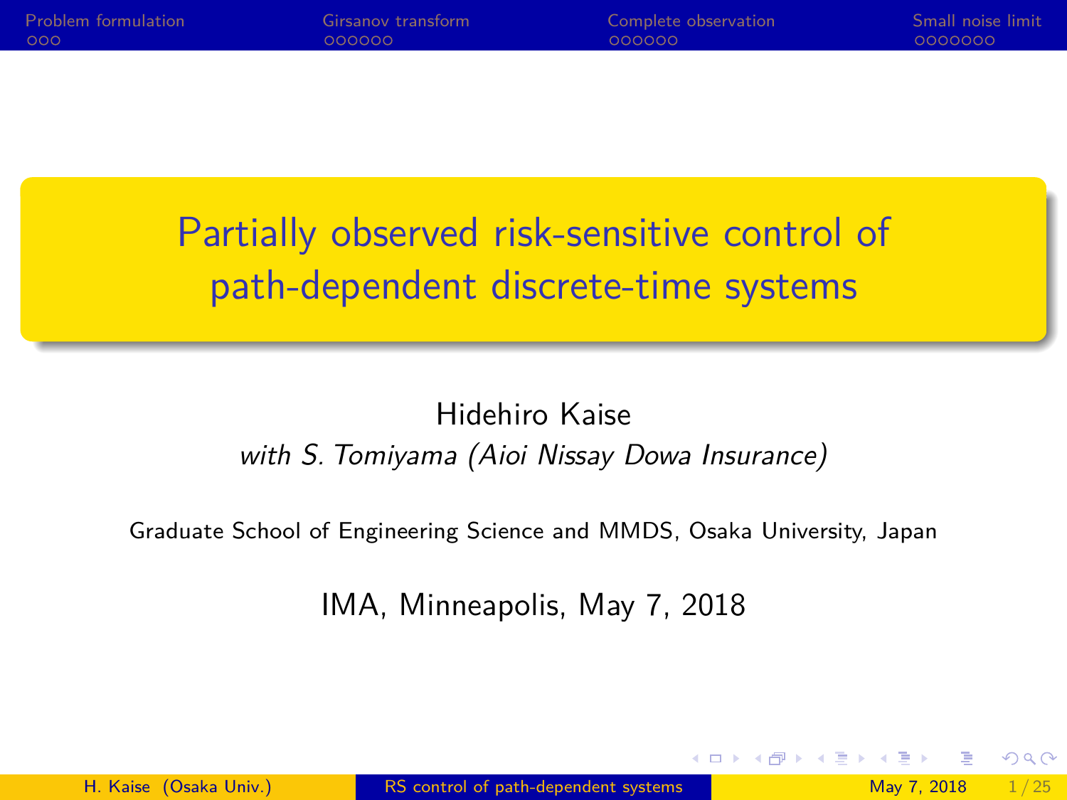# Partially observed risk-sensitive control of path-dependent discrete-time systems

Hidehiro Kaise

*with S. Tomiyama (Aioi Nissay Dowa Insurance)*

Graduate School of Engineering Science and MMDS, Osaka University, Japan

IMA, Minneapolis, May 7, 2018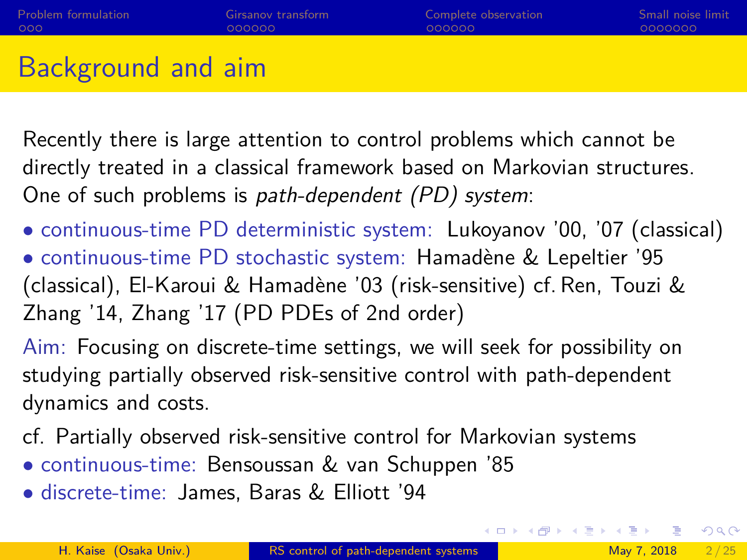# Background and aim

Recently there is large attention to control problems which cannot be directly treated in a classical framework based on Markovian structures. One of such problems is *path-dependent (PD) system*:

- continuous-time PD deterministic system: Lukoyanov '00, '07 (classical)
- continuous-time PD stochastic system: Hamadène & Lepeltier '95 (classical), El-Karoui & Hamadène '03 (risk-sensitive) cf. Ren, Touzi & Zhang '14, Zhang '17 (PD PDEs of 2nd order)

Aim: Focusing on discrete-time settings, we will seek for possibility on studying partially observed risk-sensitive control with path-dependent dynamics and costs.

cf. Partially observed risk-sensitive control for Markovian systems

- continuous-time: Bensoussan & van Schuppen '85
- discrete-time: James, Baras & Elliott '94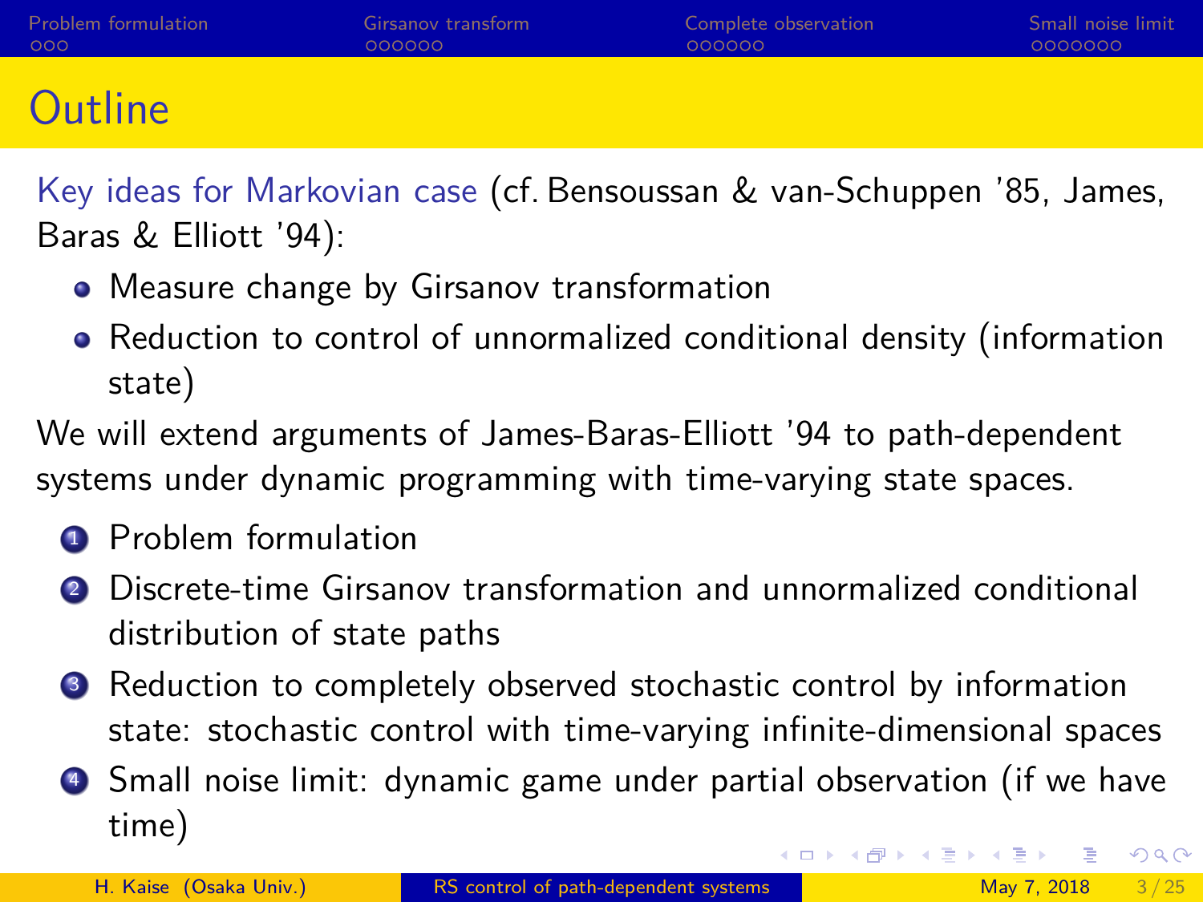# Outline

Key ideas for Markovian case (cf. Bensoussan & van-Schuppen '85, James, Baras & Elliott '94):

- Measure change by Girsanov transformation
- Reduction to control of unnormalized conditional density (information state)

We will extend arguments of James-Baras-Elliott '94 to path-dependent systems under dynamic programming with time-varying state spaces.

1. Problem formulation
2. Discrete-time Girsanov transformation and unnormalized conditional distribution of state paths
3. Reduction to completely observed stochastic control by information state: stochastic control with time-varying infinite-dimensional spaces
4. Small noise limit: dynamic game under partial observation (if we have time)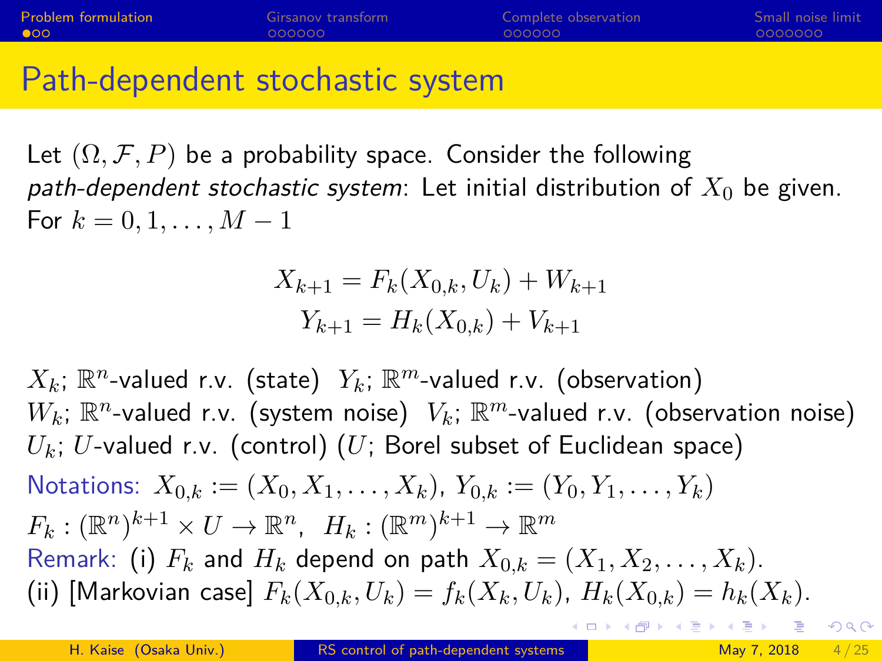# Path-dependent stochastic system

Let $(\Omega, \mathcal{F}, P)$ be a probability space. Consider the following *path-dependent stochastic system*: Let initial distribution of $X_0$ be given. For $k = 0, 1, \ldots, M-1$

$$
\begin{aligned}
X_{k+1} &= F_k(X_{0,k}, U_k) + W_{k+1} \\
Y_{k+1} &= H_k(X_{0,k}) + V_{k+1}
\end{aligned}
$$

$X_k$; $\mathbb{R}^n$-valued r.v. (state) $Y_k$; $\mathbb{R}^m$-valued r.v. (observation)
$W_k$; $\mathbb{R}^n$-valued r.v. (system noise) $V_k$; $\mathbb{R}^m$-valued r.v. (observation noise)
$U_k$; $U$-valued r.v. (control) ($U$; Borel subset of Euclidean space)

Notations: $X_{0,k} := (X_0, X_1, \ldots, X_k)$, $Y_{0,k} := (Y_0, Y_1, \ldots, Y_k)$
$F_k : (\mathbb{R}^n)^{k+1} \times U \to \mathbb{R}^n$, $H_k : (\mathbb{R}^m)^{k+1} \to \mathbb{R}^m$

Remark: (i) $F_k$ and $H_k$ depend on path $X_{0,k} = (X_1, X_2, \ldots, X_k)$.
(ii) [Markovian case] $F_k(X_{0,k}, U_k) = f_k(X_k, U_k)$, $H_k(X_{0,k}) = h_k(X_k)$.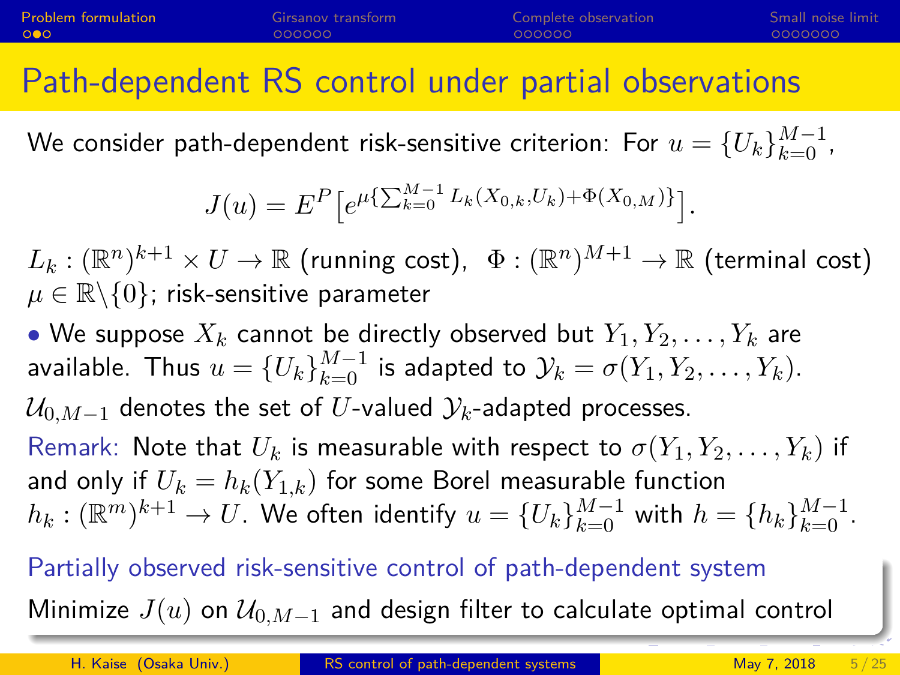## Path-dependent RS control under partial observations

We consider path-dependent risk-sensitive criterion: For $u = \{U_k\}_{k=0}^{M-1}$,

$$J(u) = E^P\left[e^{\mu\{\sum_{k=0}^{M-1} L_k(X_{0,k},U_k)+\Phi(X_{0,M})\}}\right].$$

$L_k : (\mathbb{R}^n)^{k+1} \times U \to \mathbb{R}$ (running cost), $\Phi : (\mathbb{R}^n)^{M+1} \to \mathbb{R}$ (terminal cost)
$\mu \in \mathbb{R}\backslash\{0\}$; risk-sensitive parameter

- We suppose $X_k$ cannot be directly observed but $Y_1, Y_2, \ldots, Y_k$ are available. Thus $u = \{U_k\}_{k=0}^{M-1}$ is adapted to $\mathcal{Y}_k = \sigma(Y_1, Y_2, \ldots, Y_k)$.

$\mathcal{U}_{0,M-1}$ denotes the set of $U$-valued $\mathcal{Y}_k$-adapted processes.

Remark: Note that $U_k$ is measurable with respect to $\sigma(Y_1, Y_2, \ldots, Y_k)$ if and only if $U_k = h_k(Y_{1,k})$ for some Borel measurable function $h_k : (\mathbb{R}^m)^{k+1} \to U$. We often identify $u = \{U_k\}_{k=0}^{M-1}$ with $h = \{h_k\}_{k=0}^{M-1}$.

**Partially observed risk-sensitive control of path-dependent system**

Minimize $J(u)$ on $\mathcal{U}_{0,M-1}$ and design filter to calculate optimal control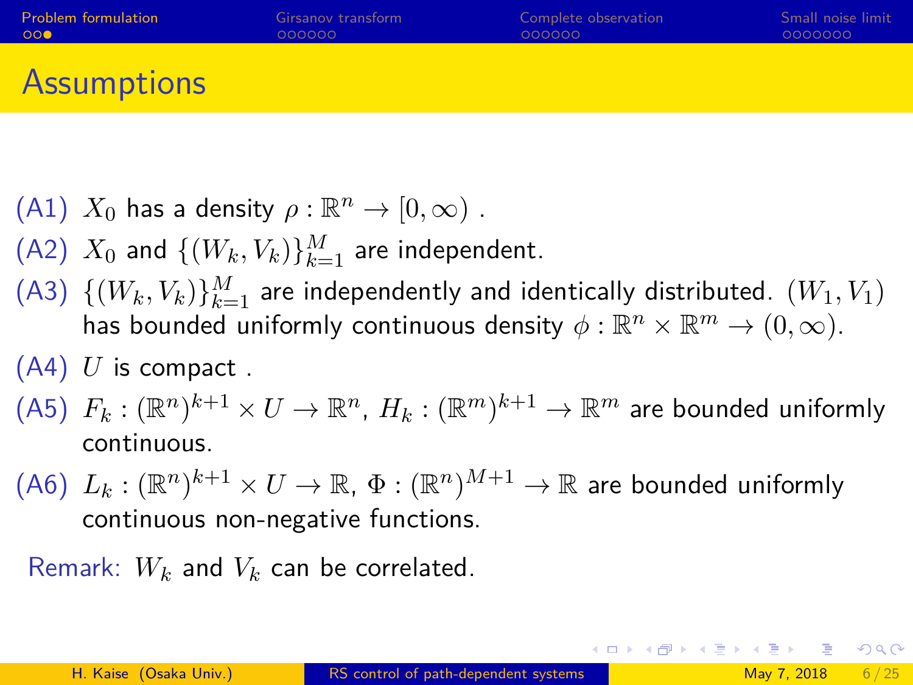# Assumptions

- (A1) $X_0$ has a density $\rho : \mathbb{R}^n \to [0, \infty)$ .
- (A2) $X_0$ and $\{(W_k, V_k)\}_{k=1}^M$ are independent.
- (A3) $\{(W_k, V_k)\}_{k=1}^M$ are independently and identically distributed. $(W_1, V_1)$ has bounded uniformly continuous density $\phi : \mathbb{R}^n \times \mathbb{R}^m \to (0, \infty)$.
- (A4) $U$ is compact .
- (A5) $F_k : (\mathbb{R}^n)^{k+1} \times U \to \mathbb{R}^n$, $H_k : (\mathbb{R}^m)^{k+1} \to \mathbb{R}^m$ are bounded uniformly continuous.
- (A6) $L_k : (\mathbb{R}^n)^{k+1} \times U \to \mathbb{R}$, $\Phi : (\mathbb{R}^n)^{M+1} \to \mathbb{R}$ are bounded uniformly continuous non-negative functions.

Remark: $W_k$ and $V_k$ can be correlated.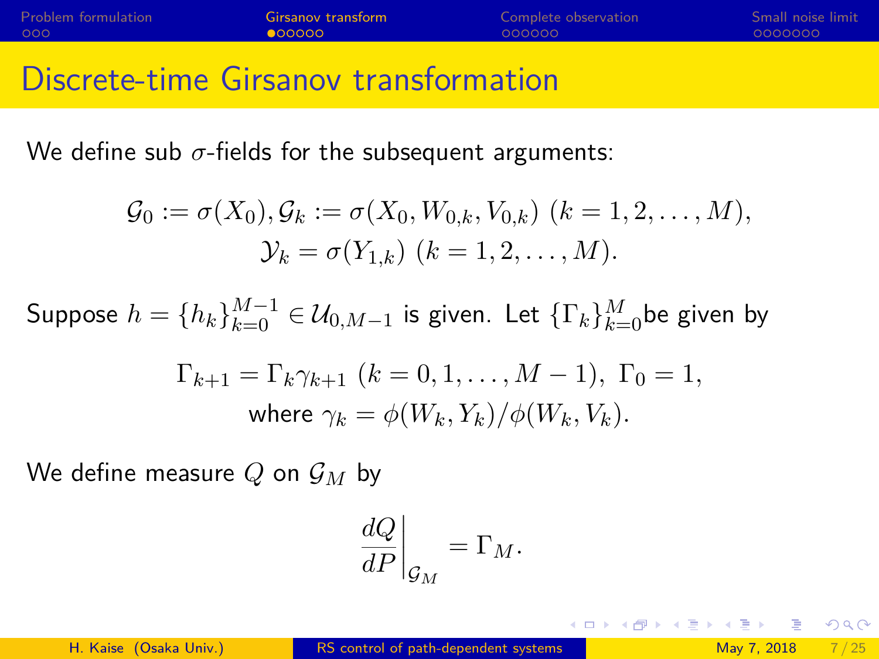# Discrete-time Girsanov transformation

We define sub $\sigma$-fields for the subsequent arguments:

$$\mathcal{G}_0 := \sigma(X_0), \mathcal{G}_k := \sigma(X_0, W_{0,k}, V_{0,k}) \ (k = 1, 2, \dots, M),$$
$$\mathcal{Y}_k = \sigma(Y_{1,k}) \ (k = 1, 2, \dots, M).$$

Suppose $h = \{h_k\}_{k=0}^{M-1} \in \mathcal{U}_{0,M-1}$ is given. Let $\{\Gamma_k\}_{k=0}^{M}$be given by

$$\Gamma_{k+1} = \Gamma_k \gamma_{k+1} \ (k = 0, 1, \dots, M-1), \ \Gamma_0 = 1,$$
$$\text{where } \gamma_k = \phi(W_k, Y_k)/\phi(W_k, V_k).$$

We define measure $Q$ on $\mathcal{G}_M$ by

$$\left.\frac{dQ}{dP}\right|_{\mathcal{G}_M} = \Gamma_M.$$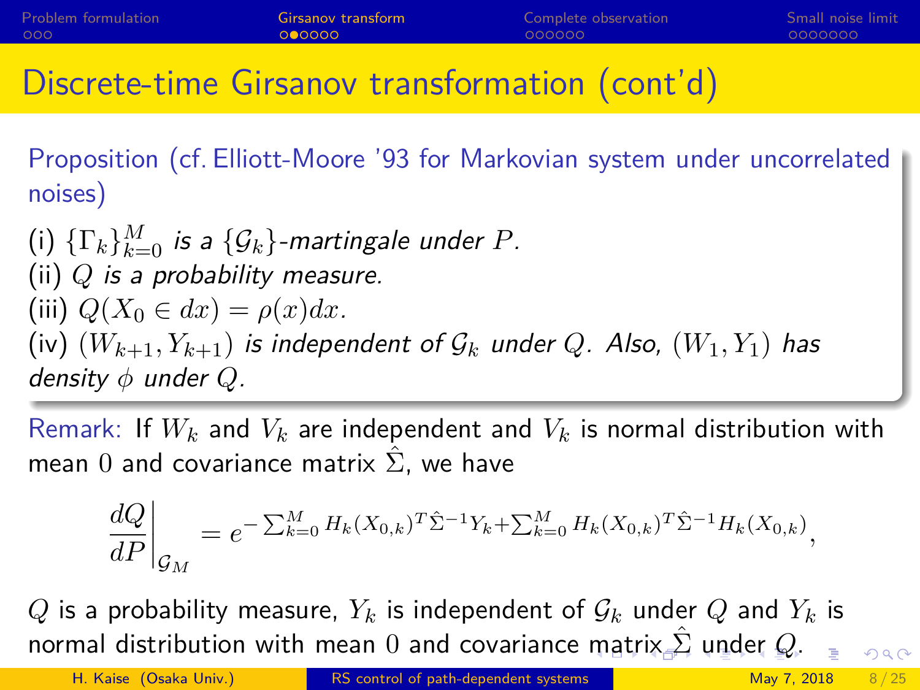# Discrete-time Girsanov transformation (cont'd)

**Proposition (cf. Elliott-Moore '93 for Markovian system under uncorrelated noises)**

(i) $\{\Gamma_k\}_{k=0}^M$ *is a* $\{\mathcal{G}_k\}$*-martingale under* $P$.
(ii) $Q$ *is a probability measure.*
(iii) $Q(X_0 \in dx) = \rho(x)dx$.
(iv) $(W_{k+1}, Y_{k+1})$ *is independent of* $\mathcal{G}_k$ *under* $Q$*. Also,* $(W_1, Y_1)$ *has density* $\phi$ *under* $Q$.

Remark: If $W_k$ and $V_k$ are independent and $V_k$ is normal distribution with mean $0$ and covariance matrix $\hat{\Sigma}$, we have

$$\left.\frac{dQ}{dP}\right|_{\mathcal{G}_M} = e^{-\sum_{k=0}^M H_k(X_{0,k})^T \hat{\Sigma}^{-1} Y_k + \sum_{k=0}^M H_k(X_{0,k})^T \hat{\Sigma}^{-1} H_k(X_{0,k})},$$

$Q$ is a probability measure, $Y_k$ is independent of $\mathcal{G}_k$ under $Q$ and $Y_k$ is normal distribution with mean $0$ and covariance matrix $\hat{\Sigma}$ under $Q$.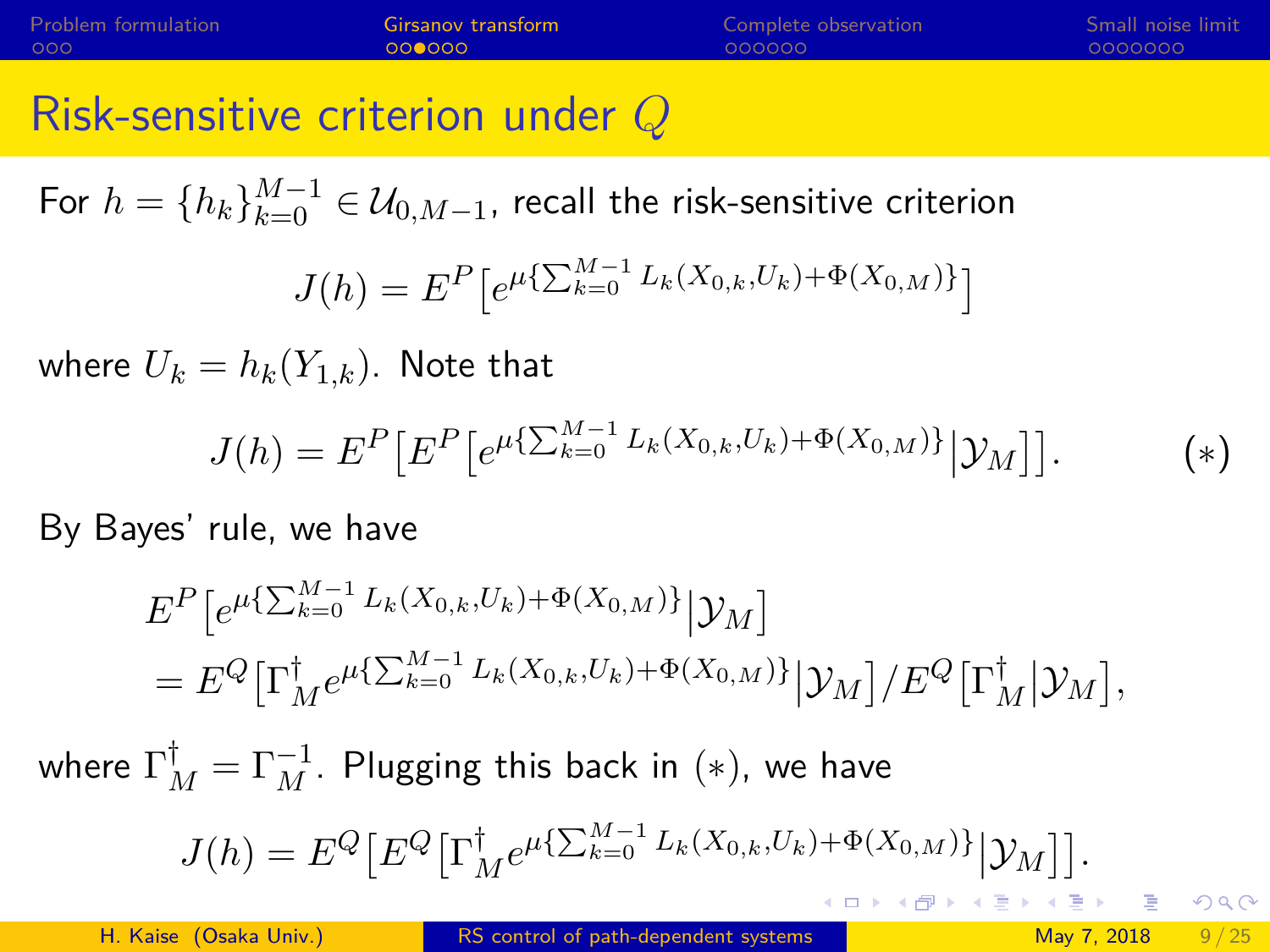# Risk-sensitive criterion under $Q$

For $h = \{h_k\}_{k=0}^{M-1} \in \mathcal{U}_{0,M-1}$, recall the risk-sensitive criterion

$$J(h) = E^P\big[e^{\mu\{\sum_{k=0}^{M-1} L_k(X_{0,k},U_k)+\Phi(X_{0,M})\}}\big]$$

where $U_k = h_k(Y_{1,k})$. Note that

$$J(h) = E^P\big[E^P\big[e^{\mu\{\sum_{k=0}^{M-1} L_k(X_{0,k},U_k)+\Phi(X_{0,M})\}}\big|\mathcal{Y}_M\big]\big]. \qquad (*)$$

By Bayes' rule, we have

$$\begin{aligned}
&E^P\big[e^{\mu\{\sum_{k=0}^{M-1} L_k(X_{0,k},U_k)+\Phi(X_{0,M})\}}\big|\mathcal{Y}_M\big] \\
&= E^Q\big[\Gamma_M^\dagger e^{\mu\{\sum_{k=0}^{M-1} L_k(X_{0,k},U_k)+\Phi(X_{0,M})\}}\big|\mathcal{Y}_M\big] / E^Q\big[\Gamma_M^\dagger\big|\mathcal{Y}_M\big],
\end{aligned}$$

where $\Gamma_M^\dagger = \Gamma_M^{-1}$. Plugging this back in $(*)$, we have

$$J(h) = E^Q\big[E^Q\big[\Gamma_M^\dagger e^{\mu\{\sum_{k=0}^{M-1} L_k(X_{0,k},U_k)+\Phi(X_{0,M})\}}\big|\mathcal{Y}_M\big]\big].$$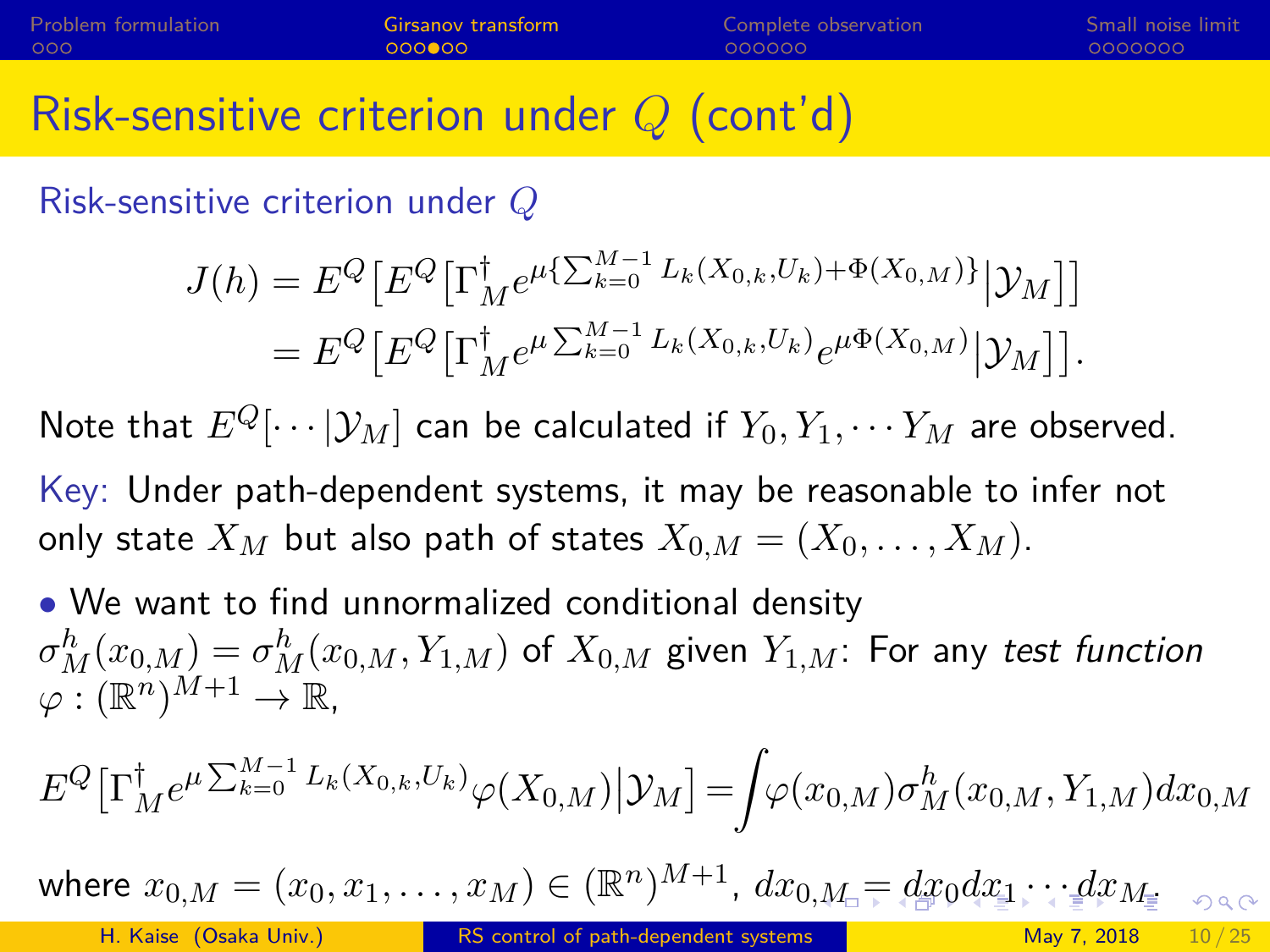# Risk-sensitive criterion under $Q$ (cont'd)

## Risk-sensitive criterion under $Q$

$$
\begin{aligned}
J(h) &= E^Q\big[E^Q\big[\Gamma_M^\dagger e^{\mu\{\sum_{k=0}^{M-1} L_k(X_{0,k},U_k)+\Phi(X_{0,M})\}}\big|\mathcal{Y}_M\big]\big] \\
&= E^Q\big[E^Q\big[\Gamma_M^\dagger e^{\mu\sum_{k=0}^{M-1} L_k(X_{0,k},U_k)} e^{\mu\Phi(X_{0,M})}\big|\mathcal{Y}_M\big]\big].
\end{aligned}
$$

Note that $E^Q[\cdots|\mathcal{Y}_M]$ can be calculated if $Y_0, Y_1, \cdots Y_M$ are observed.

Key: Under path-dependent systems, it may be reasonable to infer not only state $X_M$ but also path of states $X_{0,M} = (X_0, \ldots, X_M)$.

- We want to find unnormalized conditional density $\sigma_M^h(x_{0,M}) = \sigma_M^h(x_{0,M}, Y_{1,M})$ of $X_{0,M}$ given $Y_{1,M}$: For any *test function* $\varphi : (\mathbb{R}^n)^{M+1} \to \mathbb{R}$,

$$
E^Q\big[\Gamma_M^\dagger e^{\mu\sum_{k=0}^{M-1} L_k(X_{0,k},U_k)}\varphi(X_{0,M})\big|\mathcal{Y}_M\big] = \int \varphi(x_{0,M})\sigma_M^h(x_{0,M}, Y_{1,M})dx_{0,M}
$$

where $x_{0,M} = (x_0, x_1, \ldots, x_M) \in (\mathbb{R}^n)^{M+1}$, $dx_{0,M} = dx_0 dx_1 \cdots dx_M$.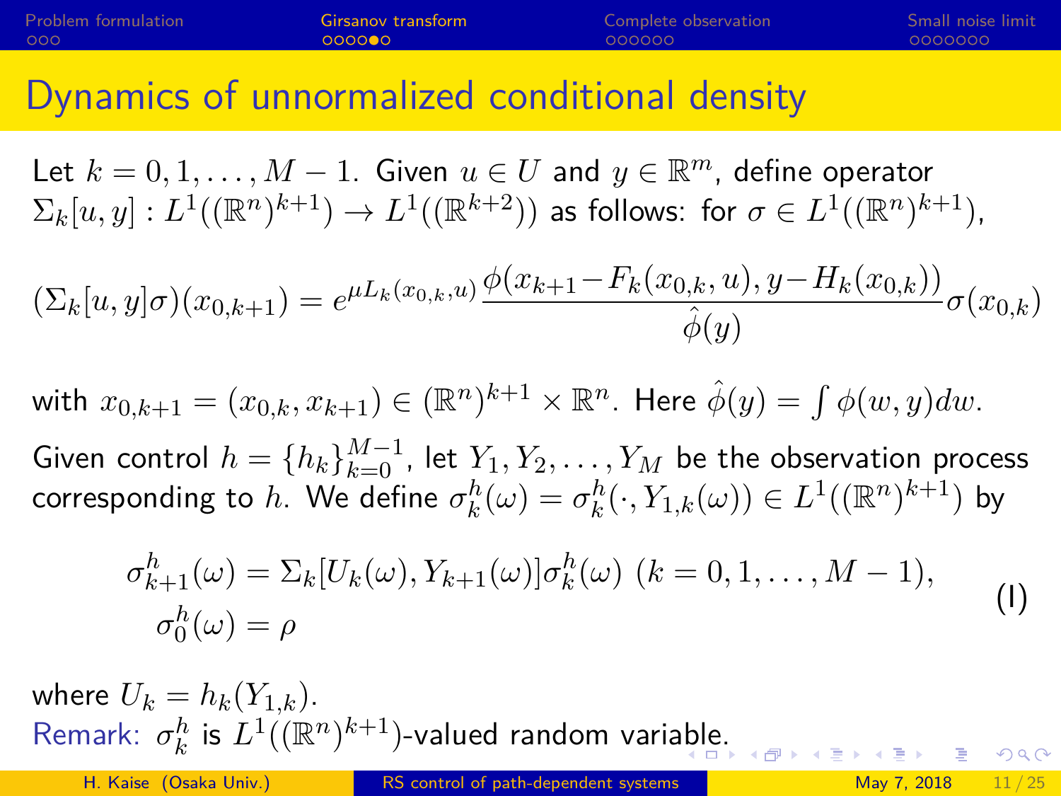# Dynamics of unnormalized conditional density

Let $k = 0, 1, \ldots, M-1$. Given $u \in U$ and $y \in \mathbb{R}^m$, define operator $\Sigma_k[u, y] : L^1((\mathbb{R}^n)^{k+1}) \to L^1((\mathbb{R}^{k+2}))$ as follows: for $\sigma \in L^1((\mathbb{R}^n)^{k+1})$,

$$(\Sigma_k[u,y]\sigma)(x_{0,k+1}) = e^{\mu L_k(x_{0,k},u)} \frac{\phi(x_{k+1} - F_k(x_{0,k}, u), y - H_k(x_{0,k}))}{\hat{\phi}(y)} \sigma(x_{0,k})$$

with $x_{0,k+1} = (x_{0,k}, x_{k+1}) \in (\mathbb{R}^n)^{k+1} \times \mathbb{R}^n$. Here $\hat{\phi}(y) = \int \phi(w, y) dw$.

Given control $h = \{h_k\}_{k=0}^{M-1}$, let $Y_1, Y_2, \ldots, Y_M$ be the observation process corresponding to $h$. We define $\sigma_k^h(\omega) = \sigma_k^h(\cdot, Y_{1,k}(\omega)) \in L^1((\mathbb{R}^n)^{k+1})$ by

$$\begin{aligned} \sigma_{k+1}^h(\omega) &= \Sigma_k[U_k(\omega), Y_{k+1}(\omega)]\sigma_k^h(\omega) \ (k = 0, 1, \ldots, M-1), \\ \sigma_0^h(\omega) &= \rho \end{aligned} \tag{I}$$

where $U_k = h_k(Y_{1,k})$.

Remark: $\sigma_k^h$ is $L^1((\mathbb{R}^n)^{k+1})$-valued random variable.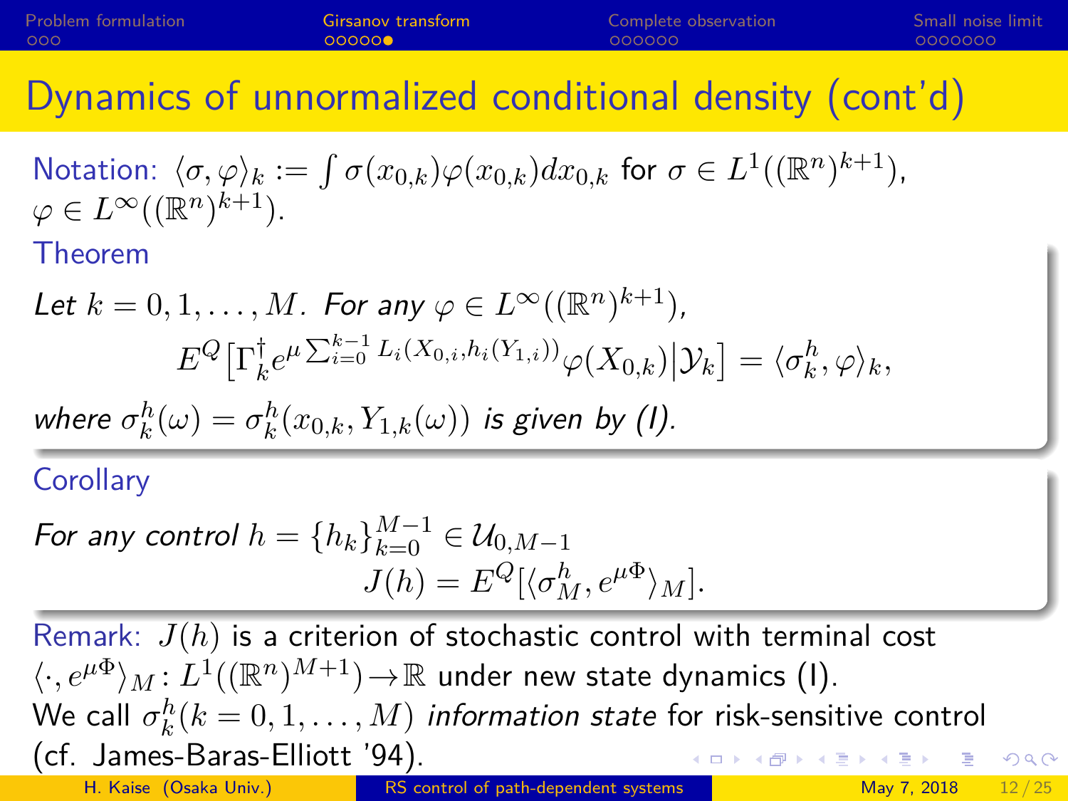# Dynamics of unnormalized conditional density (cont'd)

Notation: $\langle \sigma, \varphi \rangle_k := \int \sigma(x_{0,k})\varphi(x_{0,k})dx_{0,k}$ for $\sigma \in L^1((\mathbb{R}^n)^{k+1})$, $\varphi \in L^\infty((\mathbb{R}^n)^{k+1})$.

**Theorem**

*Let $k = 0, 1, \ldots, M$. For any $\varphi \in L^\infty((\mathbb{R}^n)^{k+1})$,*

$$E^Q\left[\Gamma_k^\dagger e^{\mu \sum_{i=0}^{k-1} L_i(X_{0,i}, h_i(Y_{1,i}))}\varphi(X_{0,k})\middle|\mathcal{Y}_k\right] = \langle \sigma_k^h, \varphi \rangle_k,$$

*where $\sigma_k^h(\omega) = \sigma_k^h(x_{0,k}, Y_{1,k}(\omega))$ is given by (I).*

**Corollary**

*For any control $h = \{h_k\}_{k=0}^{M-1} \in \mathcal{U}_{0,M-1}$*

$$J(h) = E^Q[\langle \sigma_M^h, e^{\mu\Phi} \rangle_M].$$

Remark: $J(h)$ is a criterion of stochastic control with terminal cost $\langle \cdot, e^{\mu\Phi} \rangle_M : L^1((\mathbb{R}^n)^{M+1}) \to \mathbb{R}$ under new state dynamics (I).
We call $\sigma_k^h (k = 0, 1, \ldots, M)$ *information state* for risk-sensitive control (cf. James-Baras-Elliott '94).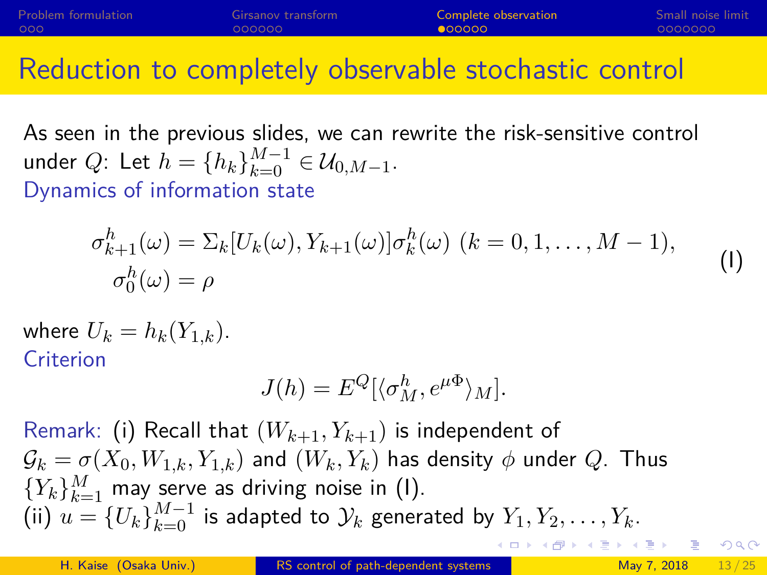# Reduction to completely observable stochastic control

As seen in the previous slides, we can rewrite the risk-sensitive control under $Q$: Let $h = \{h_k\}_{k=0}^{M-1} \in \mathcal{U}_{0,M-1}$.

Dynamics of information state

$$
\begin{aligned}
\sigma_{k+1}^h(\omega) &= \Sigma_k[U_k(\omega), Y_{k+1}(\omega)]\sigma_k^h(\omega) \ (k = 0, 1, \ldots, M-1), \\
\sigma_0^h(\omega) &= \rho
\end{aligned}
\tag{I}
$$

where $U_k = h_k(Y_{1,k})$.

Criterion

$$
J(h) = E^Q[\langle \sigma_M^h, e^{\mu\Phi} \rangle_M].
$$

Remark: (i) Recall that $(W_{k+1}, Y_{k+1})$ is independent of $\mathcal{G}_k = \sigma(X_0, W_{1,k}, Y_{1,k})$ and $(W_k, Y_k)$ has density $\phi$ under $Q$. Thus $\{Y_k\}_{k=1}^M$ may serve as driving noise in (I).

(ii) $u = \{U_k\}_{k=0}^{M-1}$ is adapted to $\mathcal{Y}_k$ generated by $Y_1, Y_2, \ldots, Y_k$.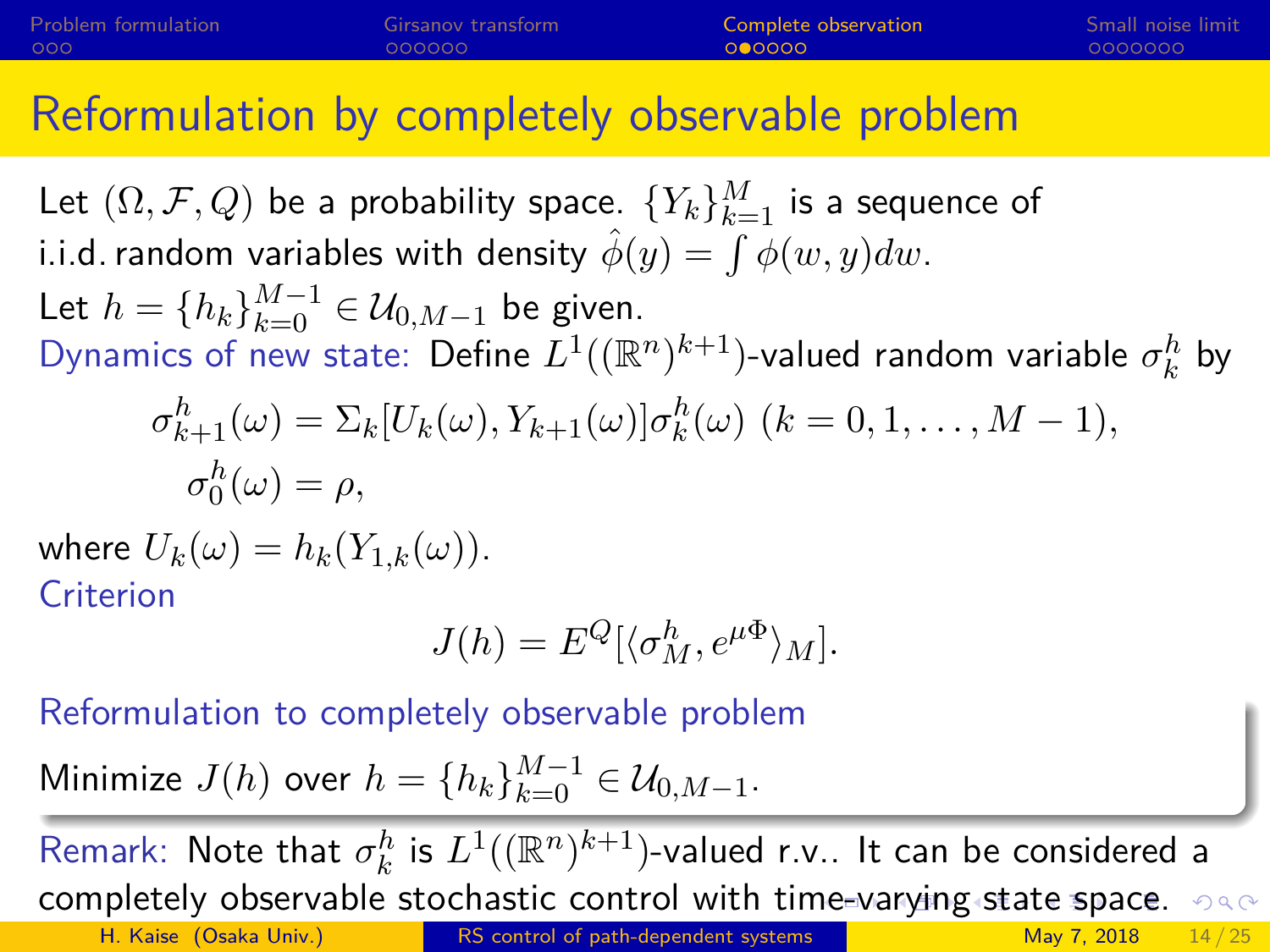# Reformulation by completely observable problem

Let $(\Omega, \mathcal{F}, Q)$ be a probability space. $\{Y_k\}_{k=1}^M$ is a sequence of i.i.d. random variables with density $\hat{\phi}(y) = \int \phi(w, y) dw$.

Let $h = \{h_k\}_{k=0}^{M-1} \in \mathcal{U}_{0,M-1}$ be given.

Dynamics of new state: Define $L^1((\mathbb{R}^n)^{k+1})$-valued random variable $\sigma_k^h$ by

$$\sigma_{k+1}^h(\omega) = \Sigma_k[U_k(\omega), Y_{k+1}(\omega)]\sigma_k^h(\omega) \ (k = 0, 1, \ldots, M-1),$$

$$\sigma_0^h(\omega) = \rho,$$

where $U_k(\omega) = h_k(Y_{1,k}(\omega))$.

Criterion

$$J(h) = E^Q[\langle \sigma_M^h, e^{\mu \Phi} \rangle_M].$$

Reformulation to completely observable problem

Minimize $J(h)$ over $h = \{h_k\}_{k=0}^{M-1} \in \mathcal{U}_{0,M-1}$.

Remark: Note that $\sigma_k^h$ is $L^1((\mathbb{R}^n)^{k+1})$-valued r.v.. It can be considered a completely observable stochastic control with time-varying state space.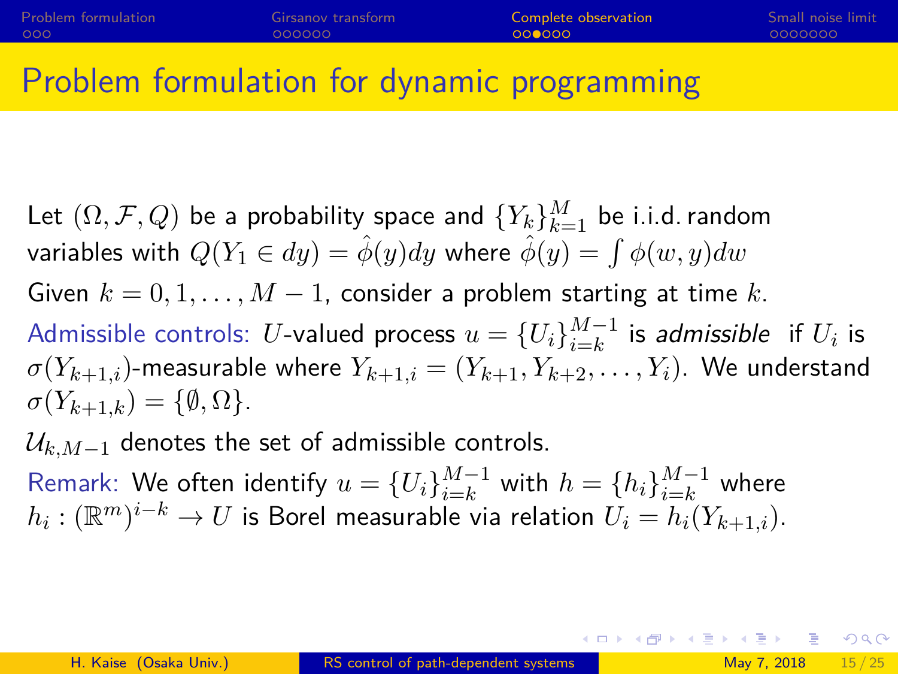# Problem formulation for dynamic programming

Let $(\Omega, \mathcal{F}, Q)$ be a probability space and $\{Y_k\}_{k=1}^{M}$ be i.i.d. random variables with $Q(Y_1 \in dy) = \hat{\phi}(y)dy$ where $\hat{\phi}(y) = \int \phi(w, y)dw$

Given $k = 0, 1, \ldots, M-1$, consider a problem starting at time $k$.

Admissible controls: $U$-valued process $u = \{U_i\}_{i=k}^{M-1}$ is *admissible* if $U_i$ is $\sigma(Y_{k+1,i})$-measurable where $Y_{k+1,i} = (Y_{k+1}, Y_{k+2}, \ldots, Y_i)$. We understand $\sigma(Y_{k+1,k}) = \{\emptyset, \Omega\}$.

$\mathcal{U}_{k,M-1}$ denotes the set of admissible controls.

Remark: We often identify $u = \{U_i\}_{i=k}^{M-1}$ with $h = \{h_i\}_{i=k}^{M-1}$ where $h_i : (\mathbb{R}^m)^{i-k} \to U$ is Borel measurable via relation $U_i = h_i(Y_{k+1,i})$.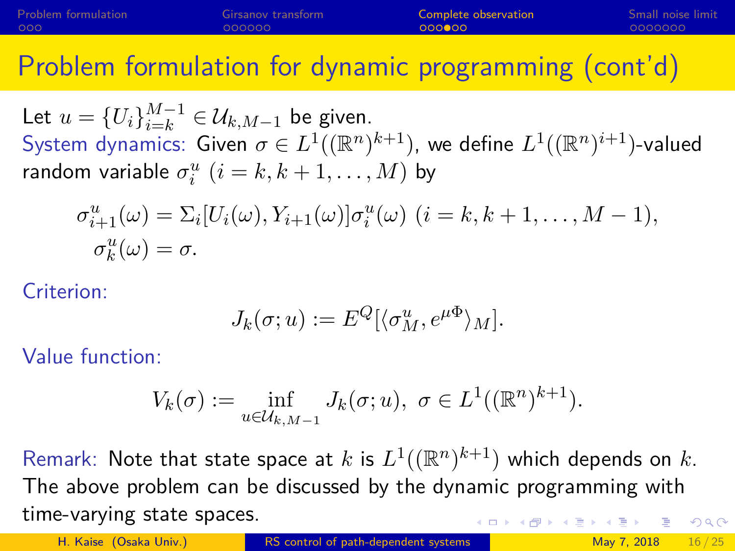# Problem formulation for dynamic programming (cont'd)

Let $u = \{U_i\}_{i=k}^{M-1} \in \mathcal{U}_{k,M-1}$ be given.

System dynamics: Given $\sigma \in L^1((\mathbb{R}^n)^{k+1})$, we define $L^1((\mathbb{R}^n)^{i+1})$-valued random variable $\sigma_i^u$ $(i = k, k+1, \ldots, M)$ by

$$
\begin{aligned}
\sigma_{i+1}^u(\omega) &= \Sigma_i[U_i(\omega), Y_{i+1}(\omega)]\sigma_i^u(\omega) \ (i = k, k+1, \ldots, M-1), \\
\sigma_k^u(\omega) &= \sigma.
\end{aligned}
$$

Criterion:

$$
J_k(\sigma; u) := E^Q[\langle \sigma_M^u, e^{\mu\Phi} \rangle_M].
$$

Value function:

$$
V_k(\sigma) := \inf_{u \in \mathcal{U}_{k,M-1}} J_k(\sigma; u), \ \sigma \in L^1((\mathbb{R}^n)^{k+1}).
$$

Remark: Note that state space at $k$ is $L^1((\mathbb{R}^n)^{k+1})$ which depends on $k$. The above problem can be discussed by the dynamic programming with time-varying state spaces.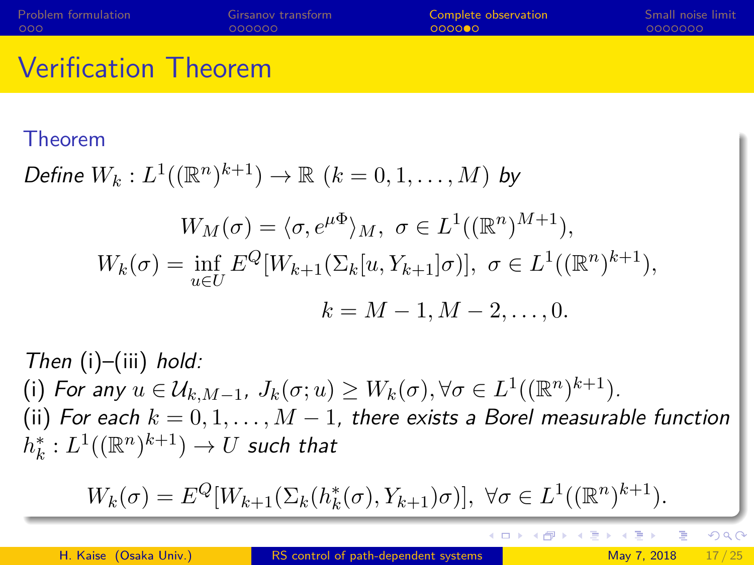# Verification Theorem

**Theorem**

*Define* $W_k : L^1((\mathbb{R}^n)^{k+1}) \to \mathbb{R}$ $(k = 0, 1, \ldots, M)$ *by*

$$W_M(\sigma) = \langle \sigma, e^{\mu\Phi} \rangle_M, \ \sigma \in L^1((\mathbb{R}^n)^{M+1}),$$

$$W_k(\sigma) = \inf_{u \in U} E^Q[W_{k+1}(\Sigma_k[u, Y_{k+1}]\sigma)], \ \sigma \in L^1((\mathbb{R}^n)^{k+1}),$$

$$k = M-1, M-2, \ldots, 0.$$

*Then* (i)–(iii) *hold:*

(i) *For any* $u \in \mathcal{U}_{k,M-1}$, $J_k(\sigma; u) \geq W_k(\sigma), \forall \sigma \in L^1((\mathbb{R}^n)^{k+1})$.

(ii) *For each* $k = 0, 1, \ldots, M-1$, *there exists a Borel measurable function* $h_k^* : L^1((\mathbb{R}^n)^{k+1}) \to U$ *such that*

$$W_k(\sigma) = E^Q[W_{k+1}(\Sigma_k(h_k^*(\sigma), Y_{k+1})\sigma)], \ \forall \sigma \in L^1((\mathbb{R}^n)^{k+1}).$$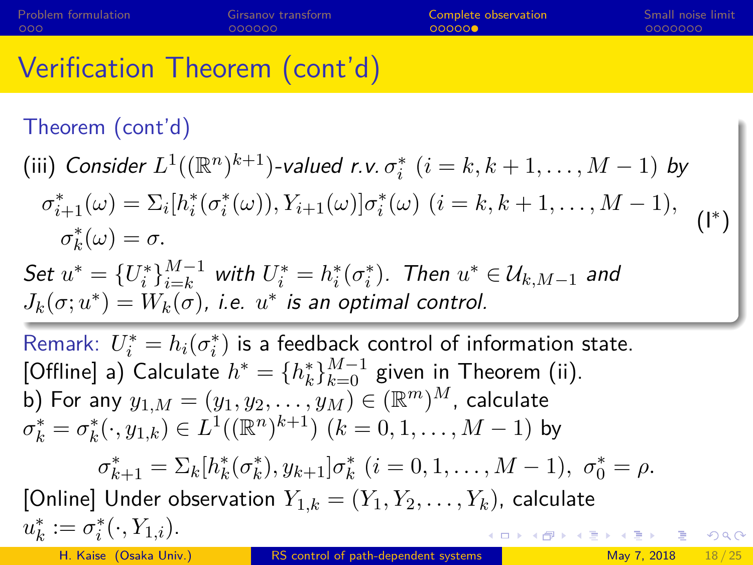# Verification Theorem (cont'd)

**Theorem (cont'd)**

(iii) *Consider $L^1((\mathbb{R}^n)^{k+1})$-valued r.v. $\sigma_i^*$ $(i = k, k+1, \ldots, M-1)$ by*

$$
\left.\begin{aligned}
&\sigma_{i+1}^*(\omega) = \Sigma_i[h_i^*(\sigma_i^*(\omega)), Y_{i+1}(\omega)]\sigma_i^*(\omega) \ (i = k, k+1, \ldots, M-1), \\
&\sigma_k^*(\omega) = \sigma.
\end{aligned}\right. \qquad (\mathrm{I}^*)
$$

*Set $u^* = \{U_i^*\}_{i=k}^{M-1}$ with $U_i^* = h_i^*(\sigma_i^*)$. Then $u^* \in \mathcal{U}_{k,M-1}$ and $J_k(\sigma; u^*) = W_k(\sigma)$, i.e. $u^*$ is an optimal control.*

Remark: $U_i^* = h_i(\sigma_i^*)$ is a feedback control of information state.

[Offline] a) Calculate $h^* = \{h_k^*\}_{k=0}^{M-1}$ given in Theorem (ii).

b) For any $y_{1,M} = (y_1, y_2, \ldots, y_M) \in (\mathbb{R}^m)^M$, calculate $\sigma_k^* = \sigma_k^*(\cdot, y_{1,k}) \in L^1((\mathbb{R}^n)^{k+1})$ $(k = 0, 1, \ldots, M-1)$ by

$$
\sigma_{k+1}^* = \Sigma_k[h_k^*(\sigma_k^*), y_{k+1}]\sigma_k^* \ (i = 0, 1, \ldots, M-1), \ \sigma_0^* = \rho.
$$

[Online] Under observation $Y_{1,k} = (Y_1, Y_2, \ldots, Y_k)$, calculate $u_k^* := \sigma_i^*(\cdot, Y_{1,i})$.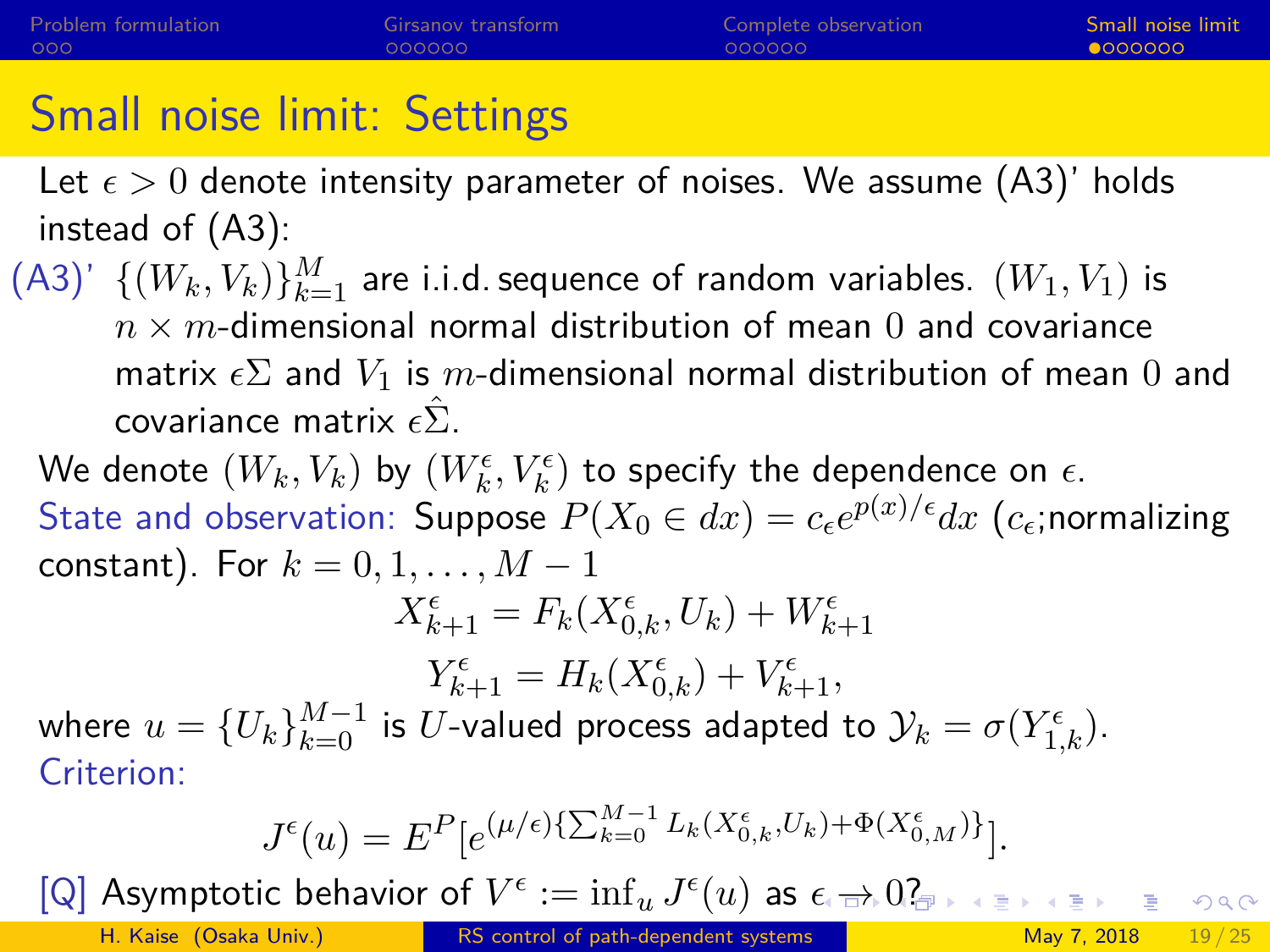# Small noise limit: Settings

Let $\epsilon > 0$ denote intensity parameter of noises. We assume (A3)' holds instead of (A3):

(A3)' $\{(W_k, V_k)\}_{k=1}^{M}$ are i.i.d. sequence of random variables. $(W_1, V_1)$ is $n \times m$-dimensional normal distribution of mean $0$ and covariance matrix $\epsilon\Sigma$ and $V_1$ is $m$-dimensional normal distribution of mean $0$ and covariance matrix $\epsilon\hat{\Sigma}$.

We denote $(W_k, V_k)$ by $(W_k^\epsilon, V_k^\epsilon)$ to specify the dependence on $\epsilon$.

State and observation: Suppose $P(X_0 \in dx) = c_\epsilon e^{p(x)/\epsilon} dx$ ($c_\epsilon$;normalizing constant). For $k = 0, 1, \dots, M-1$

$$X_{k+1}^\epsilon = F_k(X_{0,k}^\epsilon, U_k) + W_{k+1}^\epsilon$$

$$Y_{k+1}^\epsilon = H_k(X_{0,k}^\epsilon) + V_{k+1}^\epsilon,$$

where $u = \{U_k\}_{k=0}^{M-1}$ is $U$-valued process adapted to $\mathcal{Y}_k = \sigma(Y_{1,k}^\epsilon)$.

Criterion:

$$J^\epsilon(u) = E^P\left[e^{(\mu/\epsilon)\{\sum_{k=0}^{M-1} L_k(X_{0,k}^\epsilon, U_k) + \Phi(X_{0,M}^\epsilon)\}}\right].$$

[Q] Asymptotic behavior of $V^\epsilon := \inf_u J^\epsilon(u)$ as $\epsilon \to 0$?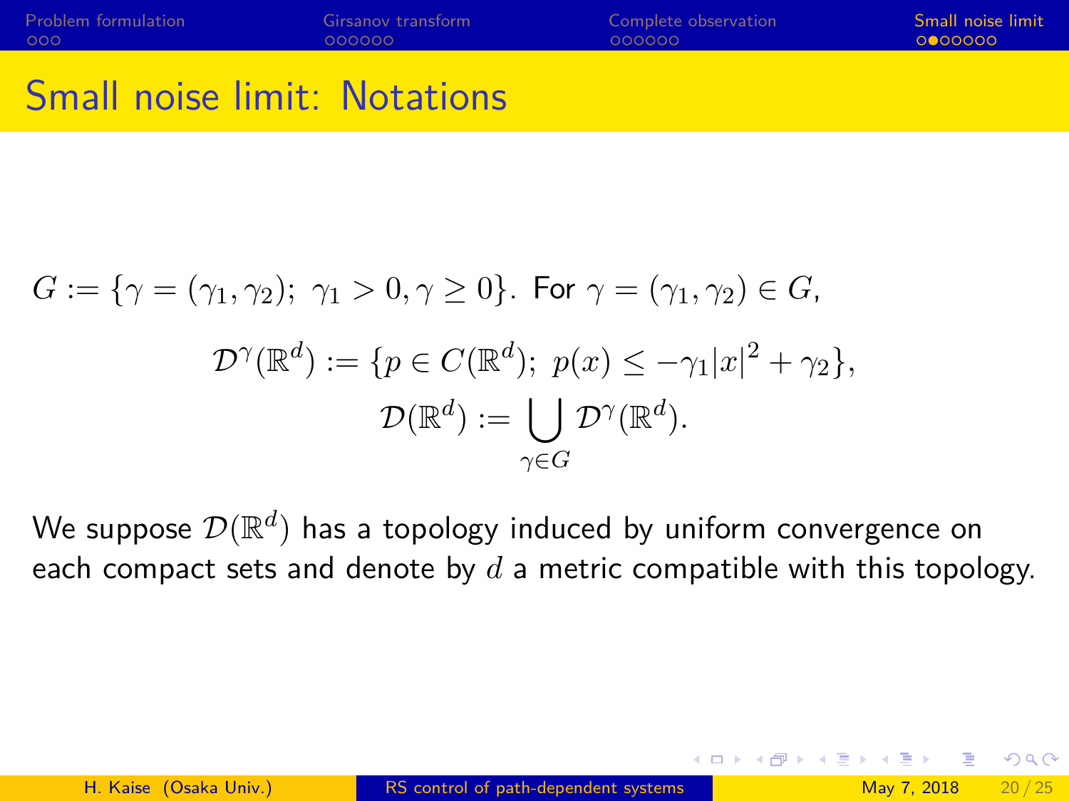# Small noise limit: Notations

$G := \{\gamma = (\gamma_1, \gamma_2);\ \gamma_1 > 0, \gamma \geq 0\}$. For $\gamma = (\gamma_1, \gamma_2) \in G$,

$$\mathcal{D}^\gamma(\mathbb{R}^d) := \{p \in C(\mathbb{R}^d);\ p(x) \leq -\gamma_1 |x|^2 + \gamma_2\},$$

$$\mathcal{D}(\mathbb{R}^d) := \bigcup_{\gamma \in G} \mathcal{D}^\gamma(\mathbb{R}^d).$$

We suppose $\mathcal{D}(\mathbb{R}^d)$ has a topology induced by uniform convergence on each compact sets and denote by $d$ a metric compatible with this topology.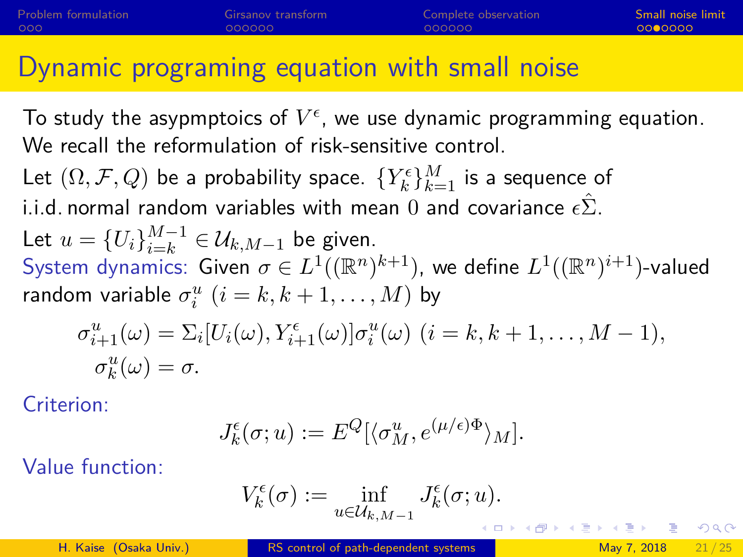# Dynamic programing equation with small noise

To study the asypmptoics of $V^\epsilon$, we use dynamic programming equation. We recall the reformulation of risk-sensitive control.

Let $(\Omega, \mathcal{F}, Q)$ be a probability space. $\{Y_k^\epsilon\}_{k=1}^M$ is a sequence of i.i.d. normal random variables with mean $0$ and covariance $\epsilon\hat{\Sigma}$.

Let $u = \{U_i\}_{i=k}^{M-1} \in \mathcal{U}_{k,M-1}$ be given.

System dynamics: Given $\sigma \in L^1((\mathbb{R}^n)^{k+1})$, we define $L^1((\mathbb{R}^n)^{i+1})$-valued random variable $\sigma_i^u$ $(i = k, k+1, \ldots, M)$ by

$$
\begin{aligned}
\sigma_{i+1}^u(\omega) &= \Sigma_i[U_i(\omega), Y_{i+1}^\epsilon(\omega)]\sigma_i^u(\omega) \ (i = k, k+1, \ldots, M-1), \\
\sigma_k^u(\omega) &= \sigma.
\end{aligned}
$$

Criterion:

$$
J_k^\epsilon(\sigma; u) := E^Q[\langle \sigma_M^u, e^{(\mu/\epsilon)\Phi} \rangle_M].
$$

Value function:

$$
V_k^\epsilon(\sigma) := \inf_{u \in \mathcal{U}_{k,M-1}} J_k^\epsilon(\sigma; u).
$$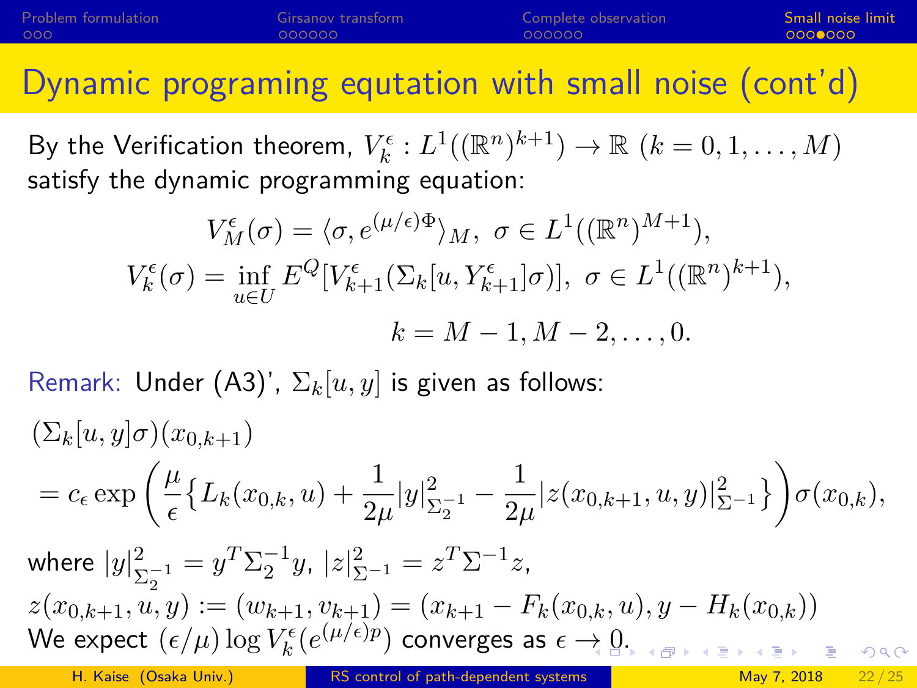# Dynamic programing equtation with small noise (cont'd)

By the Verification theorem, $V_k^\epsilon : L^1((\mathbb{R}^n)^{k+1}) \to \mathbb{R}$ $(k = 0, 1, \ldots, M)$ satisfy the dynamic programming equation:

$$V_M^\epsilon(\sigma) = \langle \sigma, e^{(\mu/\epsilon)\Phi} \rangle_M, \ \sigma \in L^1((\mathbb{R}^n)^{M+1}),$$

$$V_k^\epsilon(\sigma) = \inf_{u \in U} E^Q[V_{k+1}^\epsilon(\Sigma_k[u, Y_{k+1}^\epsilon]\sigma)], \ \sigma \in L^1((\mathbb{R}^n)^{k+1}),$$

$$k = M-1, M-2, \ldots, 0.$$

Remark: Under (A3)', $\Sigma_k[u, y]$ is given as follows:

$$(\Sigma_k[u, y]\sigma)(x_{0,k+1})$$
$$= c_\epsilon \exp\left(\frac{\mu}{\epsilon}\left\{L_k(x_{0,k}, u) + \frac{1}{2\mu}|y|^2_{\Sigma_2^{-1}} - \frac{1}{2\mu}|z(x_{0,k+1}, u, y)|^2_{\Sigma^{-1}}\right\}\right)\sigma(x_{0,k}),$$

where $|y|^2_{\Sigma_2^{-1}} = y^T \Sigma_2^{-1} y$, $|z|^2_{\Sigma^{-1}} = z^T \Sigma^{-1} z$,

$z(x_{0,k+1}, u, y) := (w_{k+1}, v_{k+1}) = (x_{k+1} - F_k(x_{0,k}, u), y - H_k(x_{0,k}))$

We expect $(\epsilon/\mu) \log V_k^\epsilon(e^{(\mu/\epsilon)p})$ converges as $\epsilon \to 0$.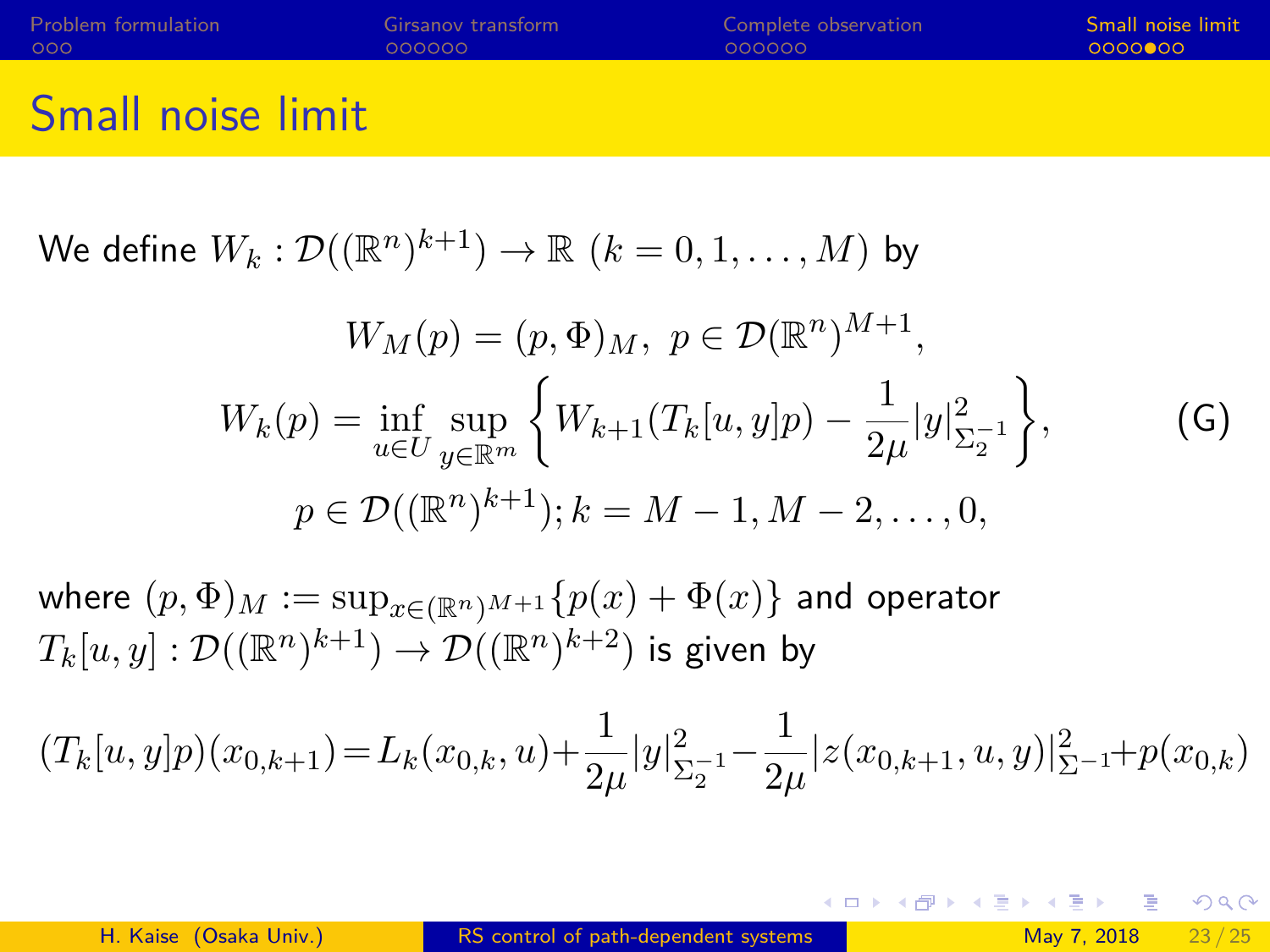# Small noise limit

We define $W_k : \mathcal{D}((\mathbb{R}^n)^{k+1}) \to \mathbb{R}$ $(k = 0, 1, \ldots, M)$ by

$$W_M(p) = (p, \Phi)_M, \; p \in \mathcal{D}(\mathbb{R}^n)^{M+1},$$

$$W_k(p) = \inf_{u \in U} \sup_{y \in \mathbb{R}^m} \left\{ W_{k+1}(T_k[u,y]p) - \frac{1}{2\mu}|y|^2_{\Sigma_2^{-1}} \right\}, \tag{G}$$

$$p \in \mathcal{D}((\mathbb{R}^n)^{k+1}); k = M-1, M-2, \ldots, 0,$$

where $(p, \Phi)_M := \sup_{x \in (\mathbb{R}^n)^{M+1}} \{p(x) + \Phi(x)\}$ and operator $T_k[u,y] : \mathcal{D}((\mathbb{R}^n)^{k+1}) \to \mathcal{D}((\mathbb{R}^n)^{k+2})$ is given by

$$(T_k[u,y]p)(x_{0,k+1}) = L_k(x_{0,k}, u) + \frac{1}{2\mu}|y|^2_{\Sigma_2^{-1}} - \frac{1}{2\mu}|z(x_{0,k+1}, u, y)|^2_{\Sigma^{-1}} + p(x_{0,k})$$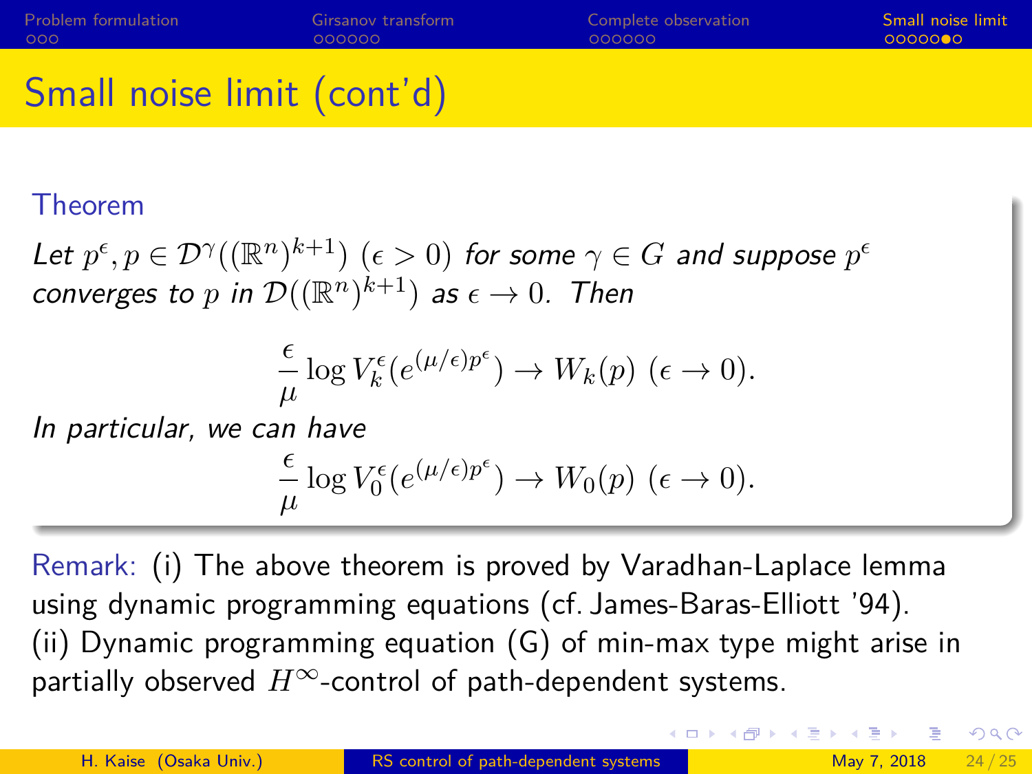## Small noise limit (cont'd)

**Theorem**

*Let $p^\epsilon, p \in \mathcal{D}^\gamma((\mathbb{R}^n)^{k+1})$ $(\epsilon > 0)$ for some $\gamma \in G$ and suppose $p^\epsilon$ converges to $p$ in $\mathcal{D}((\mathbb{R}^n)^{k+1})$ as $\epsilon \to 0$. Then*

$$\frac{\epsilon}{\mu} \log V_k^\epsilon(e^{(\mu/\epsilon)p^\epsilon}) \to W_k(p) \ (\epsilon \to 0).$$

*In particular, we can have*

$$\frac{\epsilon}{\mu} \log V_0^\epsilon(e^{(\mu/\epsilon)p^\epsilon}) \to W_0(p) \ (\epsilon \to 0).$$

Remark: (i) The above theorem is proved by Varadhan-Laplace lemma using dynamic programming equations (cf. James-Baras-Elliott '94).
(ii) Dynamic programming equation (G) of min-max type might arise in partially observed $H^\infty$-control of path-dependent systems.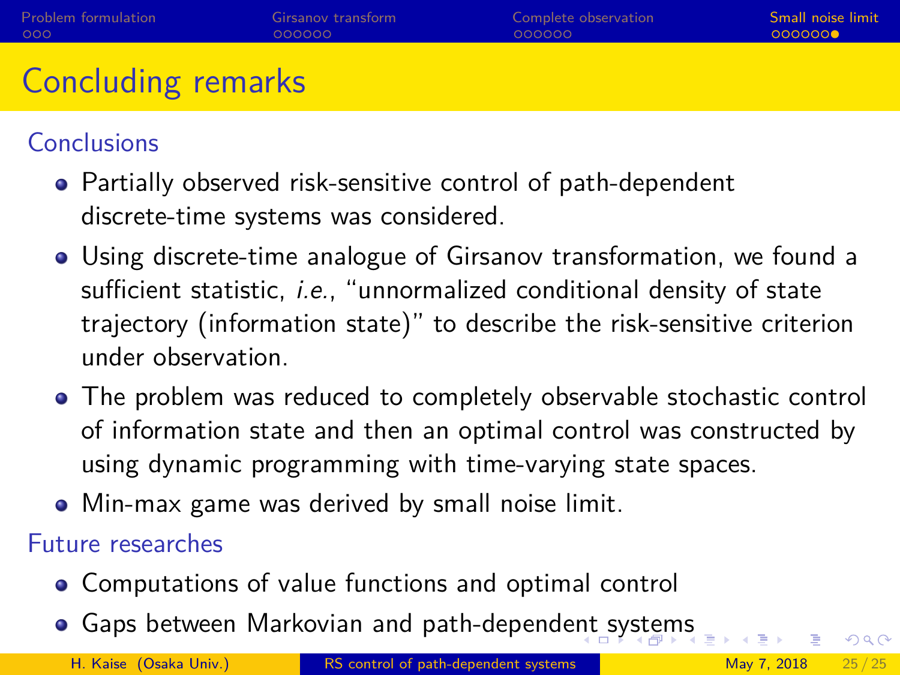# Concluding remarks

## Conclusions

- Partially observed risk-sensitive control of path-dependent discrete-time systems was considered.
- Using discrete-time analogue of Girsanov transformation, we found a sufficient statistic, *i.e.*, "unnormalized conditional density of state trajectory (information state)" to describe the risk-sensitive criterion under observation.
- The problem was reduced to completely observable stochastic control of information state and then an optimal control was constructed by using dynamic programming with time-varying state spaces.
- Min-max game was derived by small noise limit.

## Future researches

- Computations of value functions and optimal control
- Gaps between Markovian and path-dependent systems